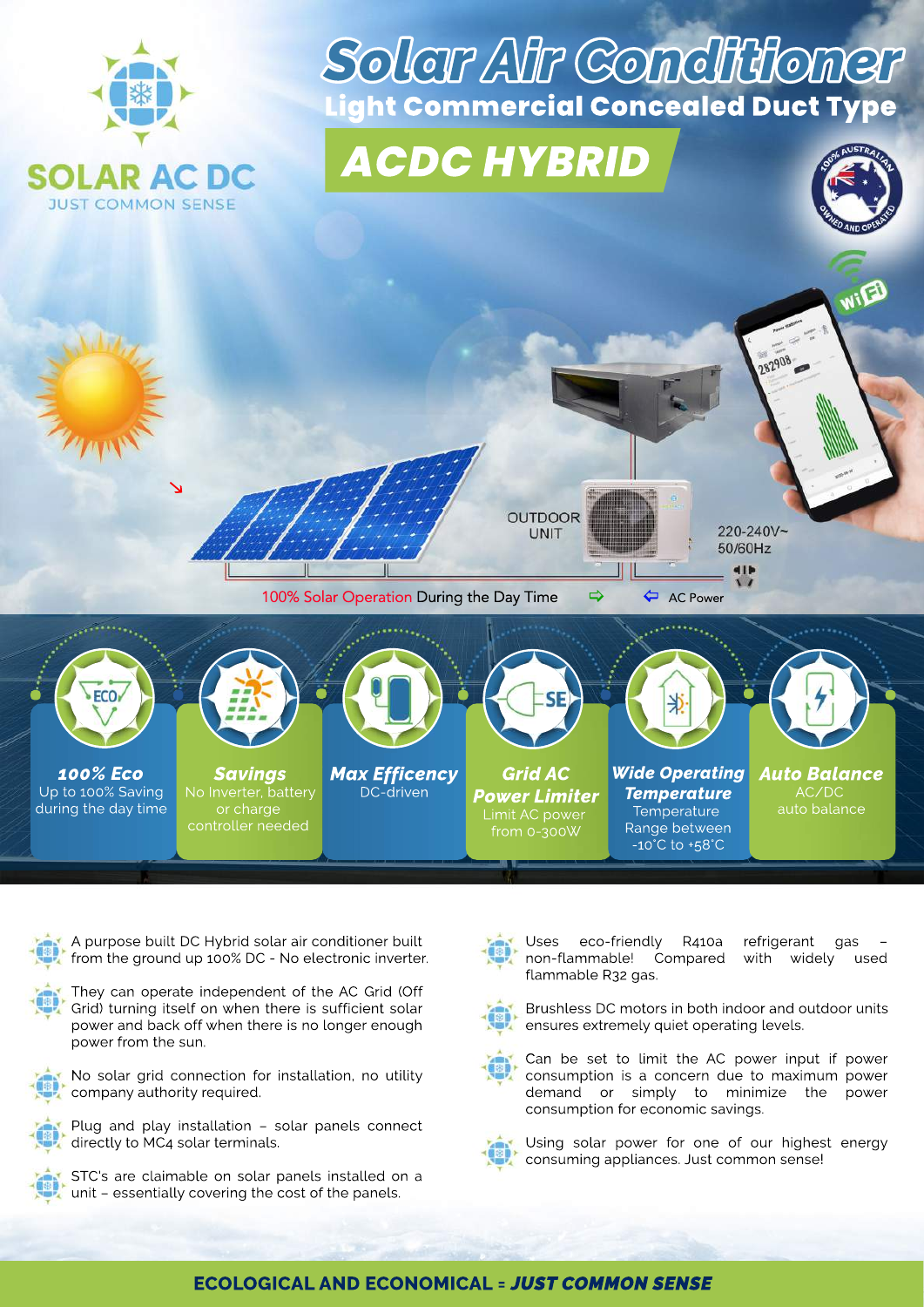SOLAR AC DC

JUST COMMON SENSE

# Solar Air Conditioner

## Light Commercial Concealed Duct Type

## ACDC HYBRID

100% AUSTRALIAN OWNED AND OPERATED

WiFi

OUTDOOR UNIT

220-240V~ 50/60Hz

100% Solar Operation During the Day Time

AC Power

### 100% Eco
Up to 100% Saving during the day time

### Savings
No Inverter, battery or charge controller needed

### Max Efficency
DC-driven

### Grid AC Power Limiter
Limit AC power from 0-300W

### Wide Operating Temperature
Temperature Range between -10°C to +58°C

### Auto Balance
AC/DC auto balance

- A purpose built DC Hybrid solar air conditioner built from the ground up 100% DC - No electronic inverter.
- They can operate independent of the AC Grid (Off Grid) turning itself on when there is sufficient solar power and back off when there is no longer enough power from the sun.
- No solar grid connection for installation, no utility company authority required.
- Plug and play installation – solar panels connect directly to MC4 solar terminals.
- STC's are claimable on solar panels installed on a unit – essentially covering the cost of the panels.
- Uses eco-friendly R410a refrigerant gas – non-flammable! Compared with widely used flammable R32 gas.
- Brushless DC motors in both indoor and outdoor units ensures extremely quiet operating levels.
- Can be set to limit the AC power input if power consumption is a concern due to maximum power demand or simply to minimize the power consumption for economic savings.
- Using solar power for one of our highest energy consuming appliances. Just common sense!

**ECOLOGICAL AND ECONOMICAL = *JUST COMMON SENSE***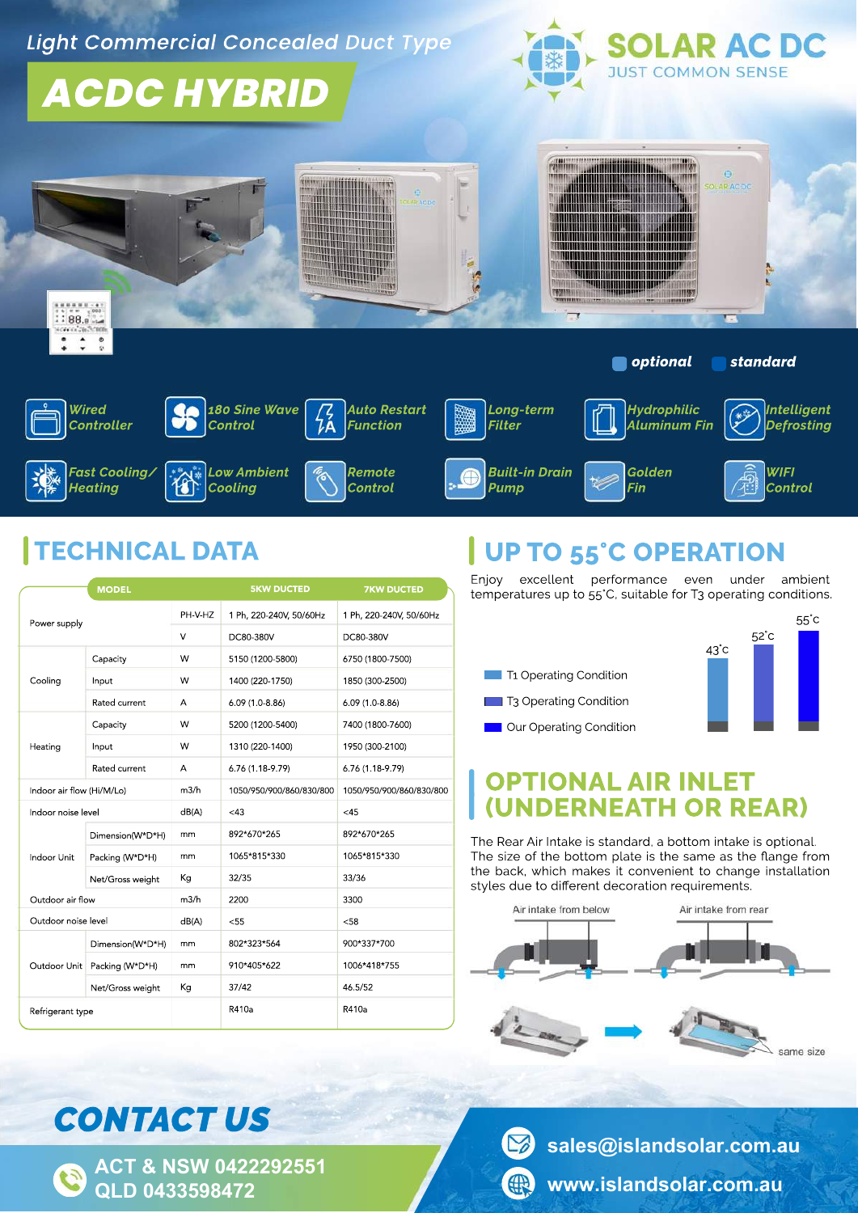*Light Commercial Concealed Duct Type*

# ACDC HYBRID

SOLAR AC DC
JUST COMMON SENSE

optional standard

- Wired Controller
- 180 Sine Wave Control
- Auto Restart Function
- Long-term Filter
- Hydrophilic Aluminum Fin
- Intelligent Defrosting
- Fast Cooling/ Heating
- Low Ambient Cooling
- Remote Control
- Built-in Drain Pump
- Golden Fin
- WIFI Control

## TECHNICAL DATA

| MODEL | | | 5KW DUCTED | 7KW DUCTED |
|---|---|---|---|---|
| Power supply | | PH-V-HZ | 1 Ph, 220-240V, 50/60Hz | 1 Ph, 220-240V, 50/60Hz |
| | | V | DC80-380V | DC80-380V |
| Cooling | Capacity | W | 5150 (1200-5800) | 6750 (1800-7500) |
| | Input | W | 1400 (220-1750) | 1850 (300-2500) |
| | Rated current | A | 6.09 (1.0-8.86) | 6.09 (1.0-8.86) |
| Heating | Capacity | W | 5200 (1200-5400) | 7400 (1800-7600) |
| | Input | W | 1310 (220-1400) | 1950 (300-2100) |
| | Rated current | A | 6.76 (1.18-9.79) | 6.76 (1.18-9.79) |
| Indoor air flow (Hi/M/Lo) | | m3/h | 1050/950/900/860/830/800 | 1050/950/900/860/830/800 |
| Indoor noise level | | dB(A) | <43 | <45 |
| Indoor Unit | Dimension(W\*D\*H) | mm | 892\*670\*265 | 892\*670\*265 |
| | Packing (W\*D\*H) | mm | 1065\*815\*330 | 1065\*815\*330 |
| | Net/Gross weight | Kg | 32/35 | 33/36 |
| Outdoor air flow | | m3/h | 2200 | 3300 |
| Outdoor noise level | | dB(A) | <55 | <58 |
| Outdoor Unit | Dimension(W\*D\*H) | mm | 802\*323\*564 | 900\*337\*700 |
| | Packing (W\*D\*H) | mm | 910\*405\*622 | 1006\*418\*755 |
| | Net/Gross weight | Kg | 37/42 | 46.5/52 |
| Refrigerant type | | | R410a | R410a |

## UP TO 55°C OPERATION

Enjoy excellent performance even under ambient temperatures up to 55°C, suitable for T3 operating conditions.

T1 Operating Condition
T3 Operating Condition
Our Operating Condition

43°C
52°C
55°C

## OPTIONAL AIR INLET (UNDERNEATH OR REAR)

The Rear Air Intake is standard, a bottom intake is optional. The size of the bottom plate is the same as the flange from the back, which makes it convenient to change installation styles due to different decoration requirements.

Air intake from below

Air intake from rear

same size

## CONTACT US

ACT & NSW 0422292551
QLD 0433598472

sales@islandsolar.com.au
www.islandsolar.com.au